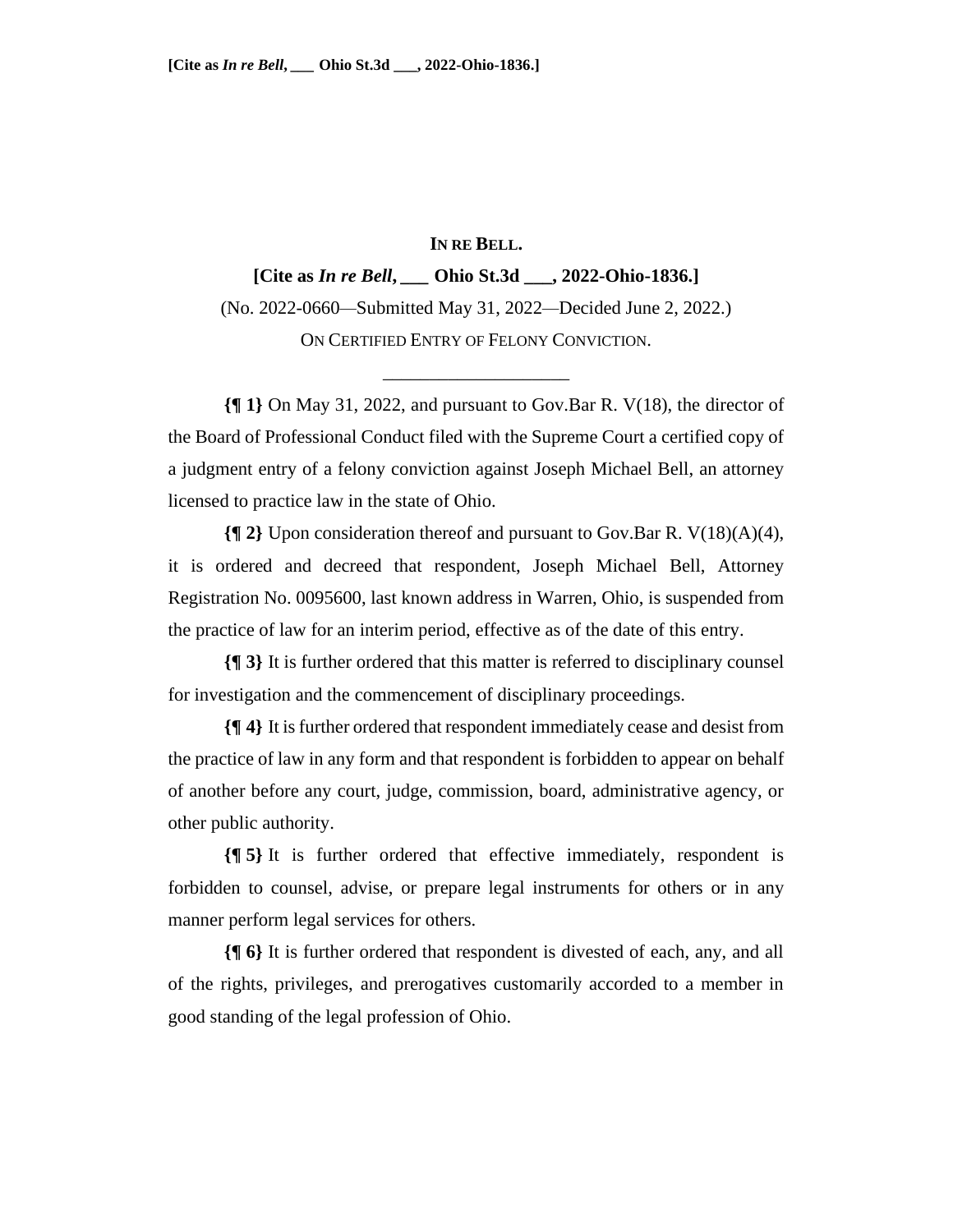# IN RE BELL.

**[Cite as *In re Bell*, \_\_\_ Ohio St.3d \_\_\_, 2022-Ohio-1836.]**

(No. 2022-0660—Submitted May 31, 2022—Decided June 2, 2022.)

ON CERTIFIED ENTRY OF FELONY CONVICTION.

---

**{¶ 1}** On May 31, 2022, and pursuant to Gov.Bar R. V(18), the director of the Board of Professional Conduct filed with the Supreme Court a certified copy of a judgment entry of a felony conviction against Joseph Michael Bell, an attorney licensed to practice law in the state of Ohio.

**{¶ 2}** Upon consideration thereof and pursuant to Gov.Bar R. V(18)(A)(4), it is ordered and decreed that respondent, Joseph Michael Bell, Attorney Registration No. 0095600, last known address in Warren, Ohio, is suspended from the practice of law for an interim period, effective as of the date of this entry.

**{¶ 3}** It is further ordered that this matter is referred to disciplinary counsel for investigation and the commencement of disciplinary proceedings.

**{¶ 4}** It is further ordered that respondent immediately cease and desist from the practice of law in any form and that respondent is forbidden to appear on behalf of another before any court, judge, commission, board, administrative agency, or other public authority.

**{¶ 5}** It is further ordered that effective immediately, respondent is forbidden to counsel, advise, or prepare legal instruments for others or in any manner perform legal services for others.

**{¶ 6}** It is further ordered that respondent is divested of each, any, and all of the rights, privileges, and prerogatives customarily accorded to a member in good standing of the legal profession of Ohio.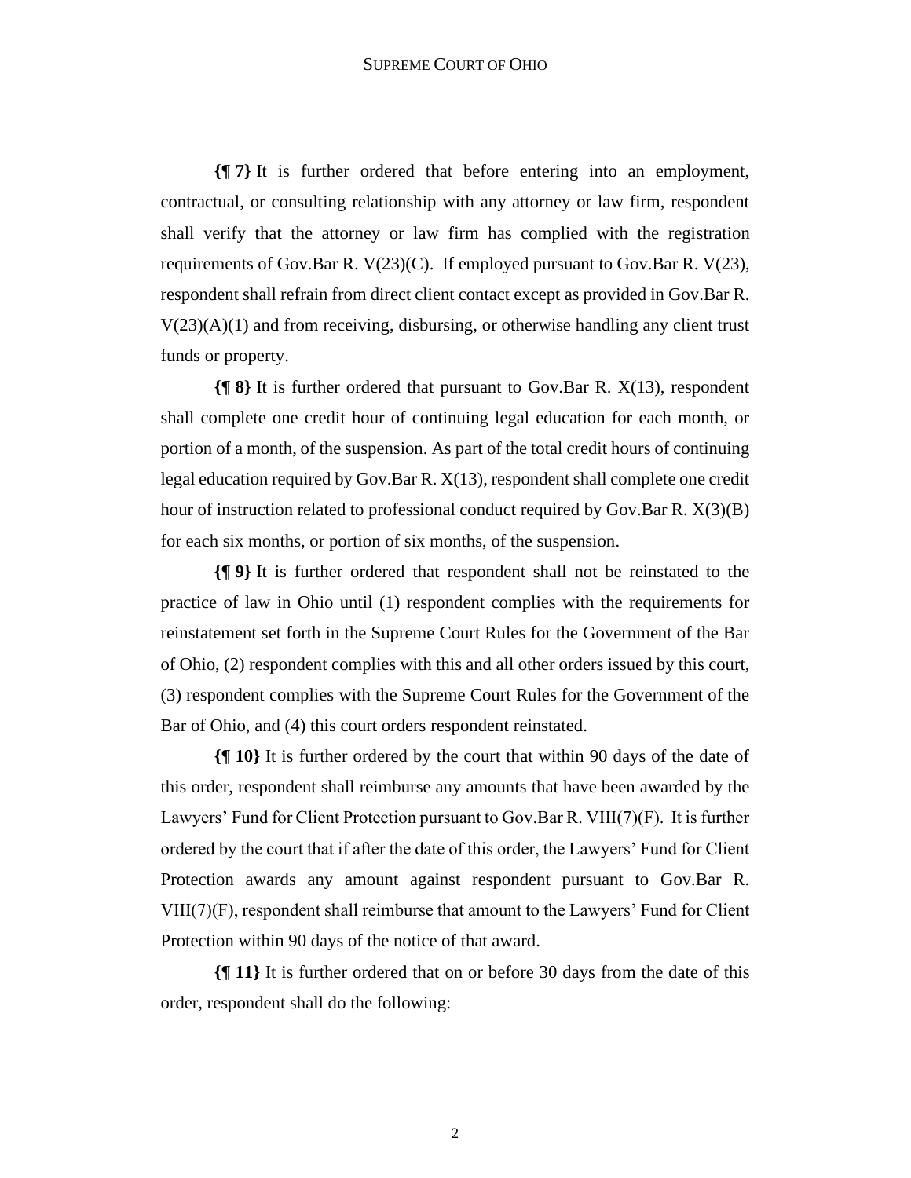**{¶ 7}** It is further ordered that before entering into an employment, contractual, or consulting relationship with any attorney or law firm, respondent shall verify that the attorney or law firm has complied with the registration requirements of Gov.Bar R. V(23)(C). If employed pursuant to Gov.Bar R. V(23), respondent shall refrain from direct client contact except as provided in Gov.Bar R. V(23)(A)(1) and from receiving, disbursing, or otherwise handling any client trust funds or property.

**{¶ 8}** It is further ordered that pursuant to Gov.Bar R. X(13), respondent shall complete one credit hour of continuing legal education for each month, or portion of a month, of the suspension. As part of the total credit hours of continuing legal education required by Gov.Bar R. X(13), respondent shall complete one credit hour of instruction related to professional conduct required by Gov.Bar R. X(3)(B) for each six months, or portion of six months, of the suspension.

**{¶ 9}** It is further ordered that respondent shall not be reinstated to the practice of law in Ohio until (1) respondent complies with the requirements for reinstatement set forth in the Supreme Court Rules for the Government of the Bar of Ohio, (2) respondent complies with this and all other orders issued by this court, (3) respondent complies with the Supreme Court Rules for the Government of the Bar of Ohio, and (4) this court orders respondent reinstated.

**{¶ 10}** It is further ordered by the court that within 90 days of the date of this order, respondent shall reimburse any amounts that have been awarded by the Lawyers' Fund for Client Protection pursuant to Gov.Bar R. VIII(7)(F). It is further ordered by the court that if after the date of this order, the Lawyers' Fund for Client Protection awards any amount against respondent pursuant to Gov.Bar R. VIII(7)(F), respondent shall reimburse that amount to the Lawyers' Fund for Client Protection within 90 days of the notice of that award.

**{¶ 11}** It is further ordered that on or before 30 days from the date of this order, respondent shall do the following: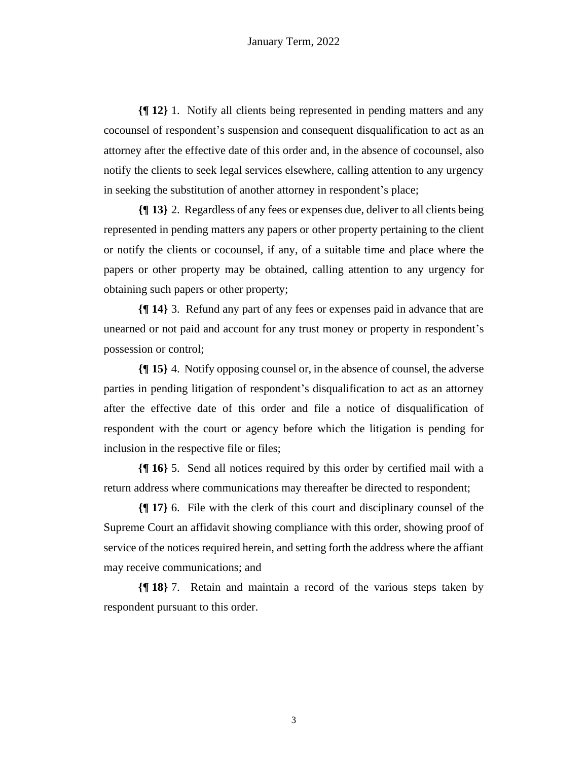**{¶ 12}** 1. Notify all clients being represented in pending matters and any cocounsel of respondent's suspension and consequent disqualification to act as an attorney after the effective date of this order and, in the absence of cocounsel, also notify the clients to seek legal services elsewhere, calling attention to any urgency in seeking the substitution of another attorney in respondent's place;

**{¶ 13}** 2. Regardless of any fees or expenses due, deliver to all clients being represented in pending matters any papers or other property pertaining to the client or notify the clients or cocounsel, if any, of a suitable time and place where the papers or other property may be obtained, calling attention to any urgency for obtaining such papers or other property;

**{¶ 14}** 3. Refund any part of any fees or expenses paid in advance that are unearned or not paid and account for any trust money or property in respondent's possession or control;

**{¶ 15}** 4. Notify opposing counsel or, in the absence of counsel, the adverse parties in pending litigation of respondent's disqualification to act as an attorney after the effective date of this order and file a notice of disqualification of respondent with the court or agency before which the litigation is pending for inclusion in the respective file or files;

**{¶ 16}** 5. Send all notices required by this order by certified mail with a return address where communications may thereafter be directed to respondent;

**{¶ 17}** 6. File with the clerk of this court and disciplinary counsel of the Supreme Court an affidavit showing compliance with this order, showing proof of service of the notices required herein, and setting forth the address where the affiant may receive communications; and

**{¶ 18}** 7. Retain and maintain a record of the various steps taken by respondent pursuant to this order.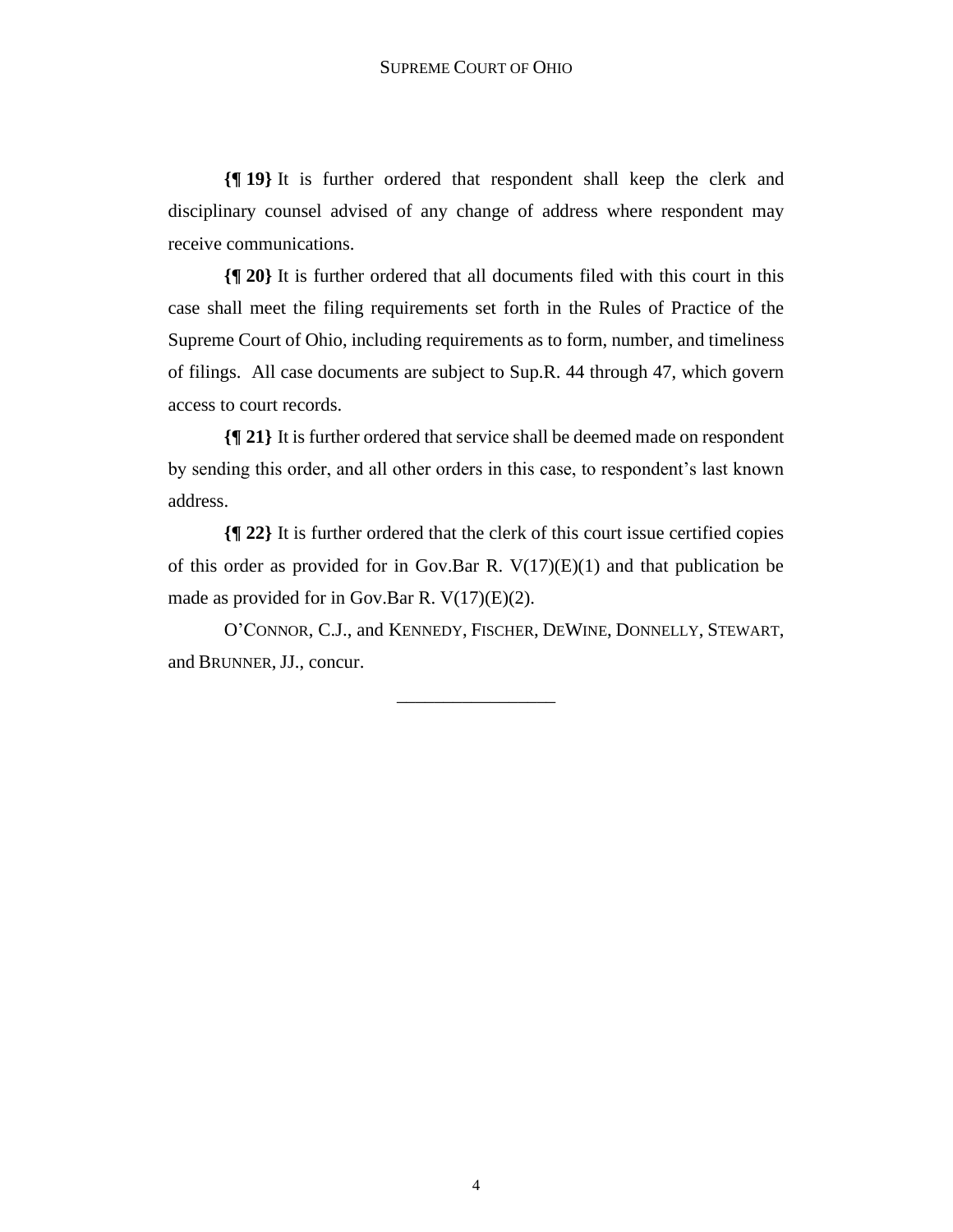**{¶ 19}** It is further ordered that respondent shall keep the clerk and disciplinary counsel advised of any change of address where respondent may receive communications.

**{¶ 20}** It is further ordered that all documents filed with this court in this case shall meet the filing requirements set forth in the Rules of Practice of the Supreme Court of Ohio, including requirements as to form, number, and timeliness of filings. All case documents are subject to Sup.R. 44 through 47, which govern access to court records.

**{¶ 21}** It is further ordered that service shall be deemed made on respondent by sending this order, and all other orders in this case, to respondent's last known address.

**{¶ 22}** It is further ordered that the clerk of this court issue certified copies of this order as provided for in Gov.Bar R. V(17)(E)(1) and that publication be made as provided for in Gov.Bar R. V(17)(E)(2).

O'CONNOR, C.J., and KENNEDY, FISCHER, DEWINE, DONNELLY, STEWART, and BRUNNER, JJ., concur.

---